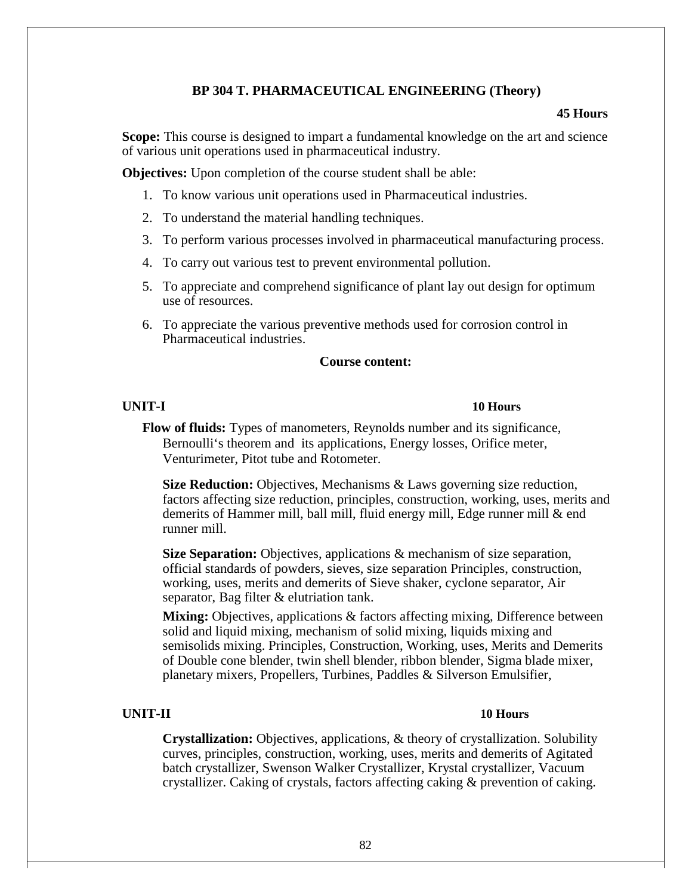## BP 304 T. PHARMACEUTICAL ENGINEERING (Theory)

**45 Hours**

**Scope:** This course is designed to impart a fundamental knowledge on the art and science of various unit operations used in pharmaceutical industry.

**Objectives:** Upon completion of the course student shall be able:

1. To know various unit operations used in Pharmaceutical industries.
2. To understand the material handling techniques.
3. To perform various processes involved in pharmaceutical manufacturing process.
4. To carry out various test to prevent environmental pollution.
5. To appreciate and comprehend significance of plant lay out design for optimum use of resources.
6. To appreciate the various preventive methods used for corrosion control in Pharmaceutical industries.

### Course content:

**UNIT-I** **10 Hours**

**Flow of fluids:** Types of manometers, Reynolds number and its significance, Bernoulli's theorem and its applications, Energy losses, Orifice meter, Venturimeter, Pitot tube and Rotometer.

**Size Reduction:** Objectives, Mechanisms & Laws governing size reduction, factors affecting size reduction, principles, construction, working, uses, merits and demerits of Hammer mill, ball mill, fluid energy mill, Edge runner mill & end runner mill.

**Size Separation:** Objectives, applications & mechanism of size separation, official standards of powders, sieves, size separation Principles, construction, working, uses, merits and demerits of Sieve shaker, cyclone separator, Air separator, Bag filter & elutriation tank.

**Mixing:** Objectives, applications & factors affecting mixing, Difference between solid and liquid mixing, mechanism of solid mixing, liquids mixing and semisolids mixing. Principles, Construction, Working, uses, Merits and Demerits of Double cone blender, twin shell blender, ribbon blender, Sigma blade mixer, planetary mixers, Propellers, Turbines, Paddles & Silverson Emulsifier,

**UNIT-II** **10 Hours**

**Crystallization:** Objectives, applications, & theory of crystallization. Solubility curves, principles, construction, working, uses, merits and demerits of Agitated batch crystallizer, Swenson Walker Crystallizer, Krystal crystallizer, Vacuum crystallizer. Caking of crystals, factors affecting caking & prevention of caking.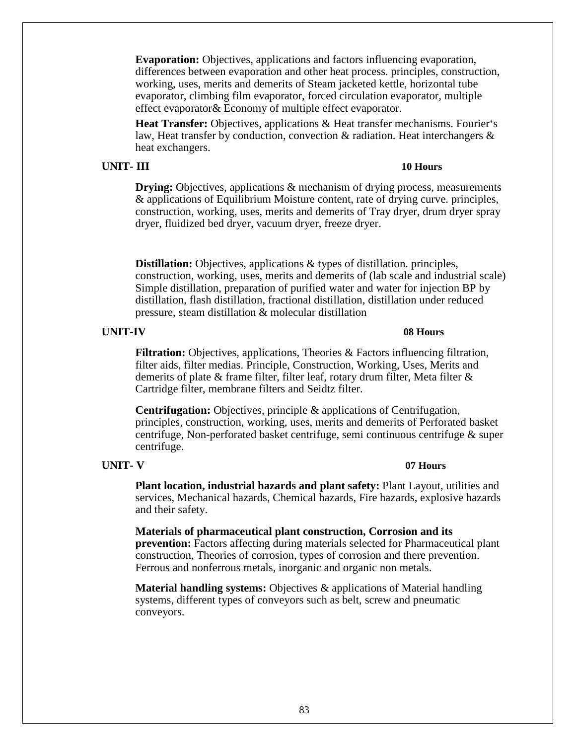**Evaporation:** Objectives, applications and factors influencing evaporation, differences between evaporation and other heat process. principles, construction, working, uses, merits and demerits of Steam jacketed kettle, horizontal tube evaporator, climbing film evaporator, forced circulation evaporator, multiple effect evaporator& Economy of multiple effect evaporator.

**Heat Transfer:** Objectives, applications & Heat transfer mechanisms. Fourier's law, Heat transfer by conduction, convection & radiation. Heat interchangers & heat exchangers.

**UNIT- III** **10 Hours**

**Drying:** Objectives, applications & mechanism of drying process, measurements & applications of Equilibrium Moisture content, rate of drying curve. principles, construction, working, uses, merits and demerits of Tray dryer, drum dryer spray dryer, fluidized bed dryer, vacuum dryer, freeze dryer.

**Distillation:** Objectives, applications & types of distillation. principles, construction, working, uses, merits and demerits of (lab scale and industrial scale) Simple distillation, preparation of purified water and water for injection BP by distillation, flash distillation, fractional distillation, distillation under reduced pressure, steam distillation & molecular distillation

**UNIT-IV** **08 Hours**

**Filtration:** Objectives, applications, Theories & Factors influencing filtration, filter aids, filter medias. Principle, Construction, Working, Uses, Merits and demerits of plate & frame filter, filter leaf, rotary drum filter, Meta filter & Cartridge filter, membrane filters and Seidtz filter.

**Centrifugation:** Objectives, principle & applications of Centrifugation, principles, construction, working, uses, merits and demerits of Perforated basket centrifuge, Non-perforated basket centrifuge, semi continuous centrifuge & super centrifuge.

**UNIT- V** **07 Hours**

**Plant location, industrial hazards and plant safety:** Plant Layout, utilities and services, Mechanical hazards, Chemical hazards, Fire hazards, explosive hazards and their safety.

**Materials of pharmaceutical plant construction, Corrosion and its prevention:** Factors affecting during materials selected for Pharmaceutical plant construction, Theories of corrosion, types of corrosion and there prevention. Ferrous and nonferrous metals, inorganic and organic non metals.

**Material handling systems:** Objectives & applications of Material handling systems, different types of conveyors such as belt, screw and pneumatic conveyors.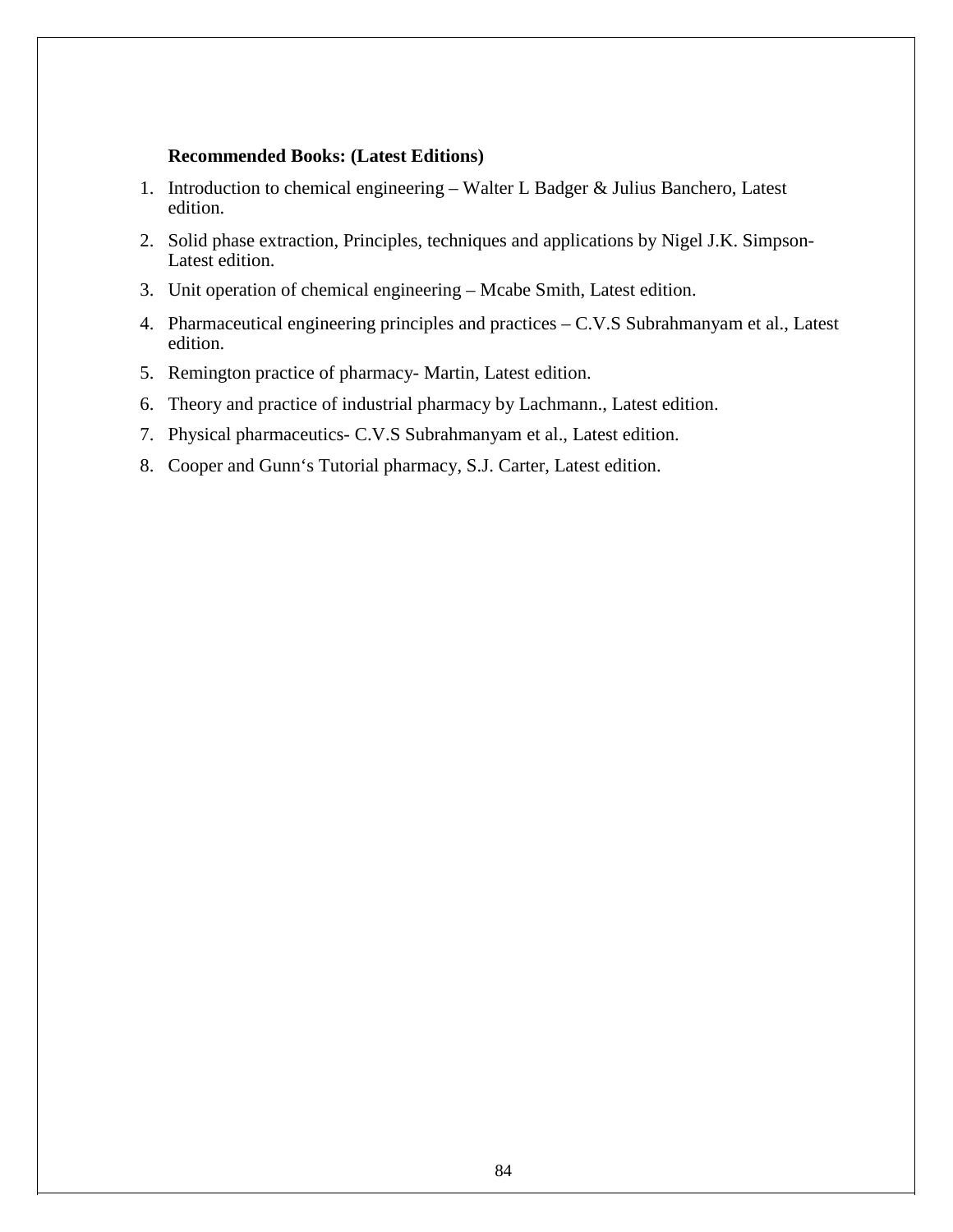**Recommended Books: (Latest Editions)**

1. Introduction to chemical engineering – Walter L Badger & Julius Banchero, Latest edition.
2. Solid phase extraction, Principles, techniques and applications by Nigel J.K. Simpson- Latest edition.
3. Unit operation of chemical engineering – Mcabe Smith, Latest edition.
4. Pharmaceutical engineering principles and practices – C.V.S Subrahmanyam et al., Latest edition.
5. Remington practice of pharmacy- Martin, Latest edition.
6. Theory and practice of industrial pharmacy by Lachmann., Latest edition.
7. Physical pharmaceutics- C.V.S Subrahmanyam et al., Latest edition.
8. Cooper and Gunn‘s Tutorial pharmacy, S.J. Carter, Latest edition.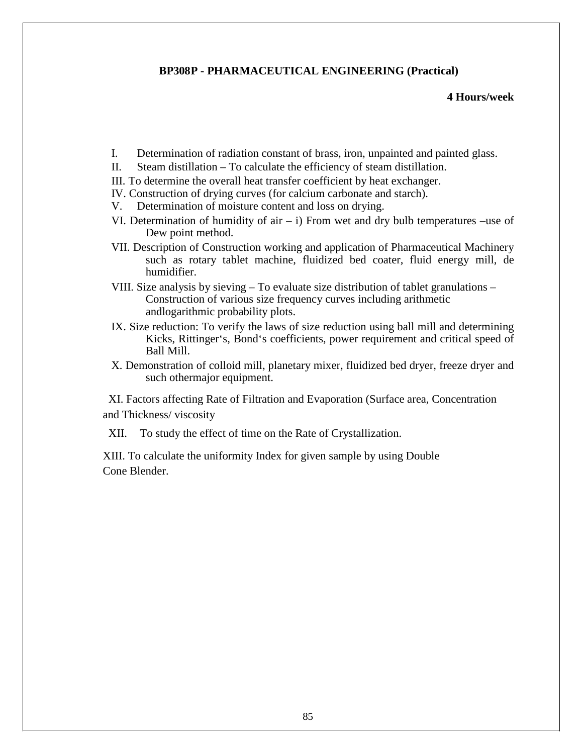**BP308P - PHARMACEUTICAL ENGINEERING (Practical)**

**4 Hours/week**

I. Determination of radiation constant of brass, iron, unpainted and painted glass.

II. Steam distillation – To calculate the efficiency of steam distillation.

III. To determine the overall heat transfer coefficient by heat exchanger.

IV. Construction of drying curves (for calcium carbonate and starch).

V. Determination of moisture content and loss on drying.

VI. Determination of humidity of air – i) From wet and dry bulb temperatures –use of Dew point method.

VII. Description of Construction working and application of Pharmaceutical Machinery such as rotary tablet machine, fluidized bed coater, fluid energy mill, de humidifier.

VIII. Size analysis by sieving – To evaluate size distribution of tablet granulations – Construction of various size frequency curves including arithmetic andlogarithmic probability plots.

IX. Size reduction: To verify the laws of size reduction using ball mill and determining Kicks, Rittinger's, Bond's coefficients, power requirement and critical speed of Ball Mill.

X. Demonstration of colloid mill, planetary mixer, fluidized bed dryer, freeze dryer and such othermajor equipment.

XI. Factors affecting Rate of Filtration and Evaporation (Surface area, Concentration and Thickness/ viscosity

XII. To study the effect of time on the Rate of Crystallization.

XIII. To calculate the uniformity Index for given sample by using Double Cone Blender.